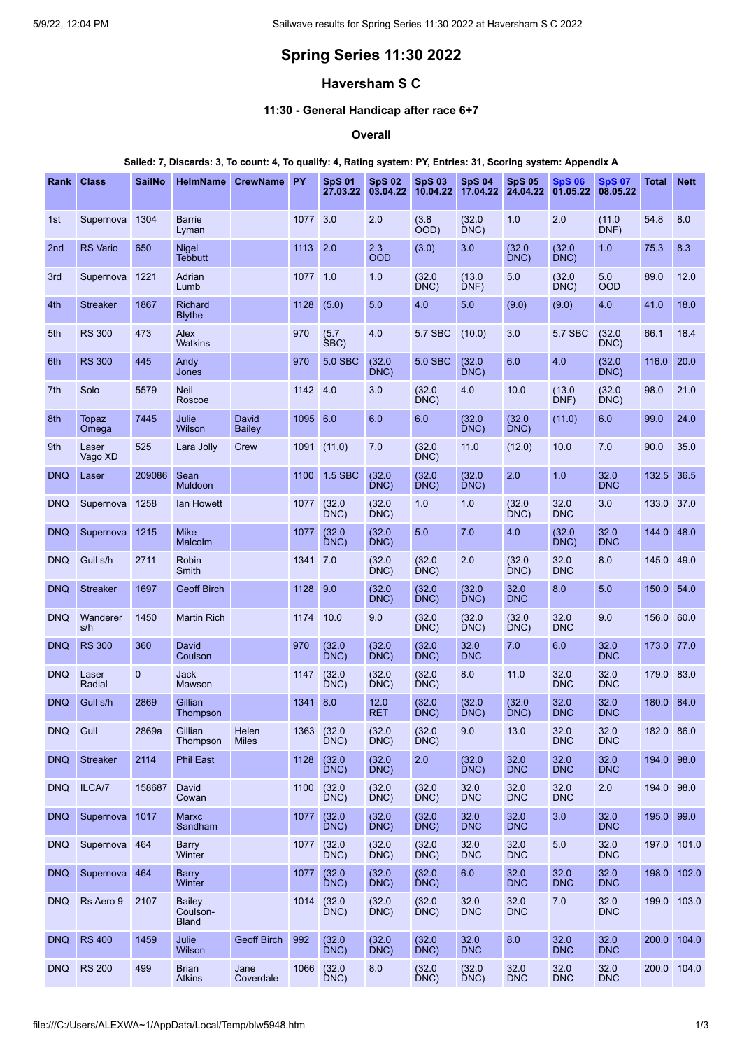# Spring Series 11:30 2022

## Haversham S C

### 11:30 - General Handicap after race 6+7

#### Overall

**Sailed: 7, Discards: 3, To count: 4, To qualify: 4, Rating system: PY, Entries: 31, Scoring system: Appendix A**

| Rank | Class | SailNo | HelmName | CrewName | PY | SpS 01 27.03.22 | SpS 02 03.04.22 | SpS 03 10.04.22 | SpS 04 17.04.22 | SpS 05 24.04.22 | SpS 06 01.05.22 | SpS 07 08.05.22 | Total | Nett |
|---|---|---|---|---|---|---|---|---|---|---|---|---|---|---|
| 1st | Supernova | 1304 | Barrie Lyman | | 1077 | 3.0 | 2.0 | (3.8 OOD) | (32.0 DNC) | 1.0 | 2.0 | (11.0 DNF) | 54.8 | 8.0 |
| 2nd | RS Vario | 650 | Nigel Tebbutt | | 1113 | 2.0 | 2.3 OOD | (3.0) | 3.0 | (32.0 DNC) | (32.0 DNC) | 1.0 | 75.3 | 8.3 |
| 3rd | Supernova | 1221 | Adrian Lumb | | 1077 | 1.0 | 1.0 | (32.0 DNC) | (13.0 DNF) | 5.0 | (32.0 DNC) | 5.0 OOD | 89.0 | 12.0 |
| 4th | Streaker | 1867 | Richard Blythe | | 1128 | (5.0) | 5.0 | 4.0 | 5.0 | (9.0) | (9.0) | 4.0 | 41.0 | 18.0 |
| 5th | RS 300 | 473 | Alex Watkins | | 970 | (5.7 SBC) | 4.0 | 5.7 SBC | (10.0) | 3.0 | 5.7 SBC | (32.0 DNC) | 66.1 | 18.4 |
| 6th | RS 300 | 445 | Andy Jones | | 970 | 5.0 SBC | (32.0 DNC) | 5.0 SBC | (32.0 DNC) | 6.0 | 4.0 | (32.0 DNC) | 116.0 | 20.0 |
| 7th | Solo | 5579 | Neil Roscoe | | 1142 | 4.0 | 3.0 | (32.0 DNC) | 4.0 | 10.0 | (13.0 DNF) | (32.0 DNC) | 98.0 | 21.0 |
| 8th | Topaz Omega | 7445 | Julie Wilson | David Bailey | 1095 | 6.0 | 6.0 | 6.0 | (32.0 DNC) | (32.0 DNC) | (11.0) | 6.0 | 99.0 | 24.0 |
| 9th | Laser Vago XD | 525 | Lara Jolly | Crew | 1091 | (11.0) | 7.0 | (32.0 DNC) | 11.0 | (12.0) | 10.0 | 7.0 | 90.0 | 35.0 |
| DNQ | Laser | 209086 | Sean Muldoon | | 1100 | 1.5 SBC | (32.0 DNC) | (32.0 DNC) | (32.0 DNC) | 2.0 | 1.0 | 32.0 DNC | 132.5 | 36.5 |
| DNQ | Supernova | 1258 | Ian Howett | | 1077 | (32.0 DNC) | (32.0 DNC) | 1.0 | 1.0 | (32.0 DNC) | 32.0 DNC | 3.0 | 133.0 | 37.0 |
| DNQ | Supernova | 1215 | Mike Malcolm | | 1077 | (32.0 DNC) | (32.0 DNC) | 5.0 | 7.0 | 4.0 | (32.0 DNC) | 32.0 DNC | 144.0 | 48.0 |
| DNQ | Gull s/h | 2711 | Robin Smith | | 1341 | 7.0 | (32.0 DNC) | (32.0 DNC) | 2.0 | (32.0 DNC) | 32.0 DNC | 8.0 | 145.0 | 49.0 |
| DNQ | Streaker | 1697 | Geoff Birch | | 1128 | 9.0 | (32.0 DNC) | (32.0 DNC) | (32.0 DNC) | 32.0 DNC | 8.0 | 5.0 | 150.0 | 54.0 |
| DNQ | Wanderer s/h | 1450 | Martin Rich | | 1174 | 10.0 | 9.0 | (32.0 DNC) | (32.0 DNC) | (32.0 DNC) | 32.0 DNC | 9.0 | 156.0 | 60.0 |
| DNQ | RS 300 | 360 | David Coulson | | 970 | (32.0 DNC) | (32.0 DNC) | (32.0 DNC) | 32.0 DNC | 7.0 | 6.0 | 32.0 DNC | 173.0 | 77.0 |
| DNQ | Laser Radial | 0 | Jack Mawson | | 1147 | (32.0 DNC) | (32.0 DNC) | (32.0 DNC) | 8.0 | 11.0 | 32.0 DNC | 32.0 DNC | 179.0 | 83.0 |
| DNQ | Gull s/h | 2869 | Gillian Thompson | | 1341 | 8.0 | 12.0 RET | (32.0 DNC) | (32.0 DNC) | (32.0 DNC) | 32.0 DNC | 32.0 DNC | 180.0 | 84.0 |
| DNQ | Gull | 2869a | Gillian Thompson | Helen Miles | 1363 | (32.0 DNC) | (32.0 DNC) | (32.0 DNC) | 9.0 | 13.0 | 32.0 DNC | 32.0 DNC | 182.0 | 86.0 |
| DNQ | Streaker | 2114 | Phil East | | 1128 | (32.0 DNC) | (32.0 DNC) | 2.0 | (32.0 DNC) | 32.0 DNC | 32.0 DNC | 32.0 DNC | 194.0 | 98.0 |
| DNQ | ILCA/7 | 158687 | David Cowan | | 1100 | (32.0 DNC) | (32.0 DNC) | (32.0 DNC) | 32.0 DNC | 32.0 DNC | 32.0 DNC | 2.0 | 194.0 | 98.0 |
| DNQ | Supernova | 1017 | Marxc Sandham | | 1077 | (32.0 DNC) | (32.0 DNC) | (32.0 DNC) | 32.0 DNC | 32.0 DNC | 3.0 | 32.0 DNC | 195.0 | 99.0 |
| DNQ | Supernova | 464 | Barry Winter | | 1077 | (32.0 DNC) | (32.0 DNC) | (32.0 DNC) | 32.0 DNC | 32.0 DNC | 5.0 | 32.0 DNC | 197.0 | 101.0 |
| DNQ | Supernova | 464 | Barry Winter | | 1077 | (32.0 DNC) | (32.0 DNC) | (32.0 DNC) | 6.0 | 32.0 DNC | 32.0 DNC | 32.0 DNC | 198.0 | 102.0 |
| DNQ | Rs Aero 9 | 2107 | Bailey Coulson-Bland | | 1014 | (32.0 DNC) | (32.0 DNC) | (32.0 DNC) | 32.0 DNC | 32.0 DNC | 7.0 | 32.0 DNC | 199.0 | 103.0 |
| DNQ | RS 400 | 1459 | Julie Wilson | Geoff Birch | 992 | (32.0 DNC) | (32.0 DNC) | (32.0 DNC) | 32.0 DNC | 8.0 | 32.0 DNC | 32.0 DNC | 200.0 | 104.0 |
| DNQ | RS 200 | 499 | Brian Atkins | Jane Coverdale | 1066 | (32.0 DNC) | 8.0 | (32.0 DNC) | (32.0 DNC) | 32.0 DNC | 32.0 DNC | 32.0 DNC | 200.0 | 104.0 |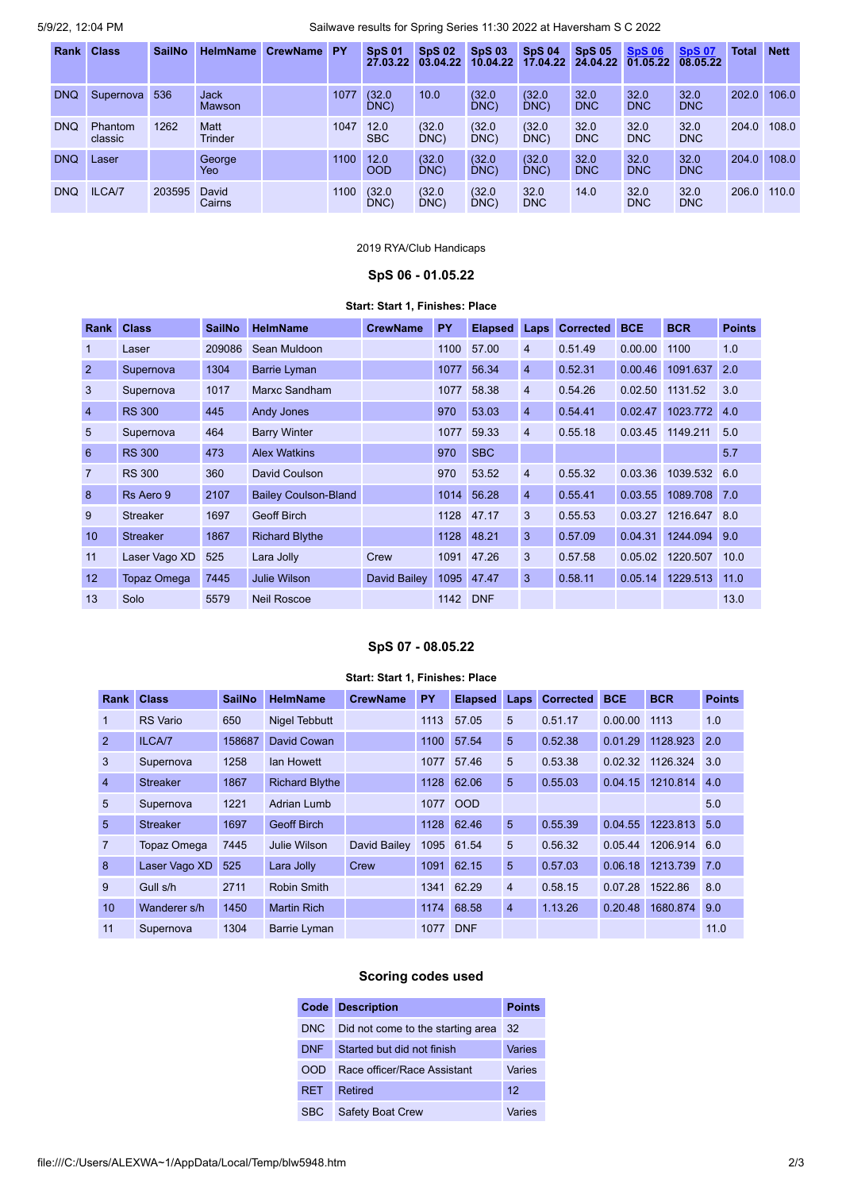| Rank | Class | SailNo | HelmName | CrewName | PY | SpS 01 27.03.22 | SpS 02 03.04.22 | SpS 03 10.04.22 | SpS 04 17.04.22 | SpS 05 24.04.22 | SpS 06 01.05.22 | SpS 07 08.05.22 | Total | Nett |
|---|---|---|---|---|---|---|---|---|---|---|---|---|---|---|
| DNQ | Supernova | 536 | Jack Mawson | | 1077 | (32.0 DNC) | 10.0 | (32.0 DNC) | (32.0 DNC) | 32.0 DNC | 32.0 DNC | 32.0 DNC | 202.0 | 106.0 |
| DNQ | Phantom classic | 1262 | Matt Trinder | | 1047 | 12.0 SBC | (32.0 DNC) | (32.0 DNC) | (32.0 DNC) | 32.0 DNC | 32.0 DNC | 32.0 DNC | 204.0 | 108.0 |
| DNQ | Laser | | George Yeo | | 1100 | 12.0 OOD | (32.0 DNC) | (32.0 DNC) | (32.0 DNC) | 32.0 DNC | 32.0 DNC | 32.0 DNC | 204.0 | 108.0 |
| DNQ | ILCA/7 | 203595 | David Cairns | | 1100 | (32.0 DNC) | (32.0 DNC) | (32.0 DNC) | 32.0 DNC | 14.0 | 32.0 DNC | 32.0 DNC | 206.0 | 110.0 |

2019 RYA/Club Handicaps

### SpS 06 - 01.05.22

**Start: Start 1, Finishes: Place**

| Rank | Class | SailNo | HelmName | CrewName | PY | Elapsed | Laps | Corrected | BCE | BCR | Points |
|---|---|---|---|---|---|---|---|---|---|---|---|
| 1 | Laser | 209086 | Sean Muldoon | | 1100 | 57.00 | 4 | 0.51.49 | 0.00.00 | 1100 | 1.0 |
| 2 | Supernova | 1304 | Barrie Lyman | | 1077 | 56.34 | 4 | 0.52.31 | 0.00.46 | 1091.637 | 2.0 |
| 3 | Supernova | 1017 | Marxc Sandham | | 1077 | 58.38 | 4 | 0.54.26 | 0.02.50 | 1131.52 | 3.0 |
| 4 | RS 300 | 445 | Andy Jones | | 970 | 53.03 | 4 | 0.54.41 | 0.02.47 | 1023.772 | 4.0 |
| 5 | Supernova | 464 | Barry Winter | | 1077 | 59.33 | 4 | 0.55.18 | 0.03.45 | 1149.211 | 5.0 |
| 6 | RS 300 | 473 | Alex Watkins | | 970 | SBC | | | | | 5.7 |
| 7 | RS 300 | 360 | David Coulson | | 970 | 53.52 | 4 | 0.55.32 | 0.03.36 | 1039.532 | 6.0 |
| 8 | Rs Aero 9 | 2107 | Bailey Coulson-Bland | | 1014 | 56.28 | 4 | 0.55.41 | 0.03.55 | 1089.708 | 7.0 |
| 9 | Streaker | 1697 | Geoff Birch | | 1128 | 47.17 | 3 | 0.55.53 | 0.03.27 | 1216.647 | 8.0 |
| 10 | Streaker | 1867 | Richard Blythe | | 1128 | 48.21 | 3 | 0.57.09 | 0.04.31 | 1244.094 | 9.0 |
| 11 | Laser Vago XD | 525 | Lara Jolly | Crew | 1091 | 47.26 | 3 | 0.57.58 | 0.05.02 | 1220.507 | 10.0 |
| 12 | Topaz Omega | 7445 | Julie Wilson | David Bailey | 1095 | 47.47 | 3 | 0.58.11 | 0.05.14 | 1229.513 | 11.0 |
| 13 | Solo | 5579 | Neil Roscoe | | 1142 | DNF | | | | | 13.0 |

### SpS 07 - 08.05.22

**Start: Start 1, Finishes: Place**

| Rank | Class | SailNo | HelmName | CrewName | PY | Elapsed | Laps | Corrected | BCE | BCR | Points |
|---|---|---|---|---|---|---|---|---|---|---|---|
| 1 | RS Vario | 650 | Nigel Tebbutt | | 1113 | 57.05 | 5 | 0.51.17 | 0.00.00 | 1113 | 1.0 |
| 2 | ILCA/7 | 158687 | David Cowan | | 1100 | 57.54 | 5 | 0.52.38 | 0.01.29 | 1128.923 | 2.0 |
| 3 | Supernova | 1258 | Ian Howett | | 1077 | 57.46 | 5 | 0.53.38 | 0.02.32 | 1126.324 | 3.0 |
| 4 | Streaker | 1867 | Richard Blythe | | 1128 | 62.06 | 5 | 0.55.03 | 0.04.15 | 1210.814 | 4.0 |
| 5 | Supernova | 1221 | Adrian Lumb | | 1077 | OOD | | | | | 5.0 |
| 5 | Streaker | 1697 | Geoff Birch | | 1128 | 62.46 | 5 | 0.55.39 | 0.04.55 | 1223.813 | 5.0 |
| 7 | Topaz Omega | 7445 | Julie Wilson | David Bailey | 1095 | 61.54 | 5 | 0.56.32 | 0.05.44 | 1206.914 | 6.0 |
| 8 | Laser Vago XD | 525 | Lara Jolly | Crew | 1091 | 62.15 | 5 | 0.57.03 | 0.06.18 | 1213.739 | 7.0 |
| 9 | Gull s/h | 2711 | Robin Smith | | 1341 | 62.29 | 4 | 0.58.15 | 0.07.28 | 1522.86 | 8.0 |
| 10 | Wanderer s/h | 1450 | Martin Rich | | 1174 | 68.58 | 4 | 1.13.26 | 0.20.48 | 1680.874 | 9.0 |
| 11 | Supernova | 1304 | Barrie Lyman | | 1077 | DNF | | | | | 11.0 |

### Scoring codes used

| Code | Description | Points |
|---|---|---|
| DNC | Did not come to the starting area | 32 |
| DNF | Started but did not finish | Varies |
| OOD | Race officer/Race Assistant | Varies |
| RET | Retired | 12 |
| SBC | Safety Boat Crew | Varies |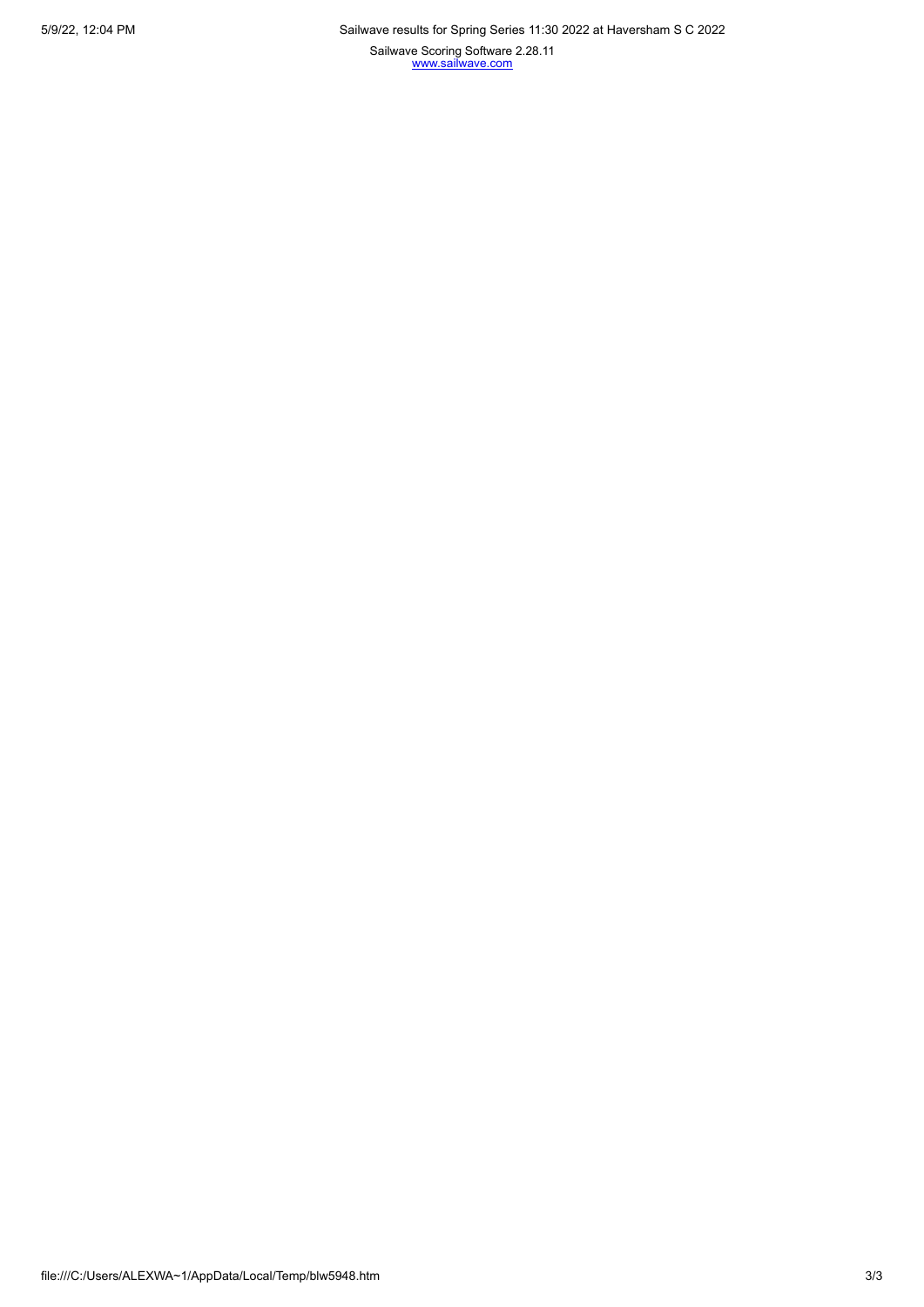Sailwave Scoring Software 2.28.11
www.sailwave.com